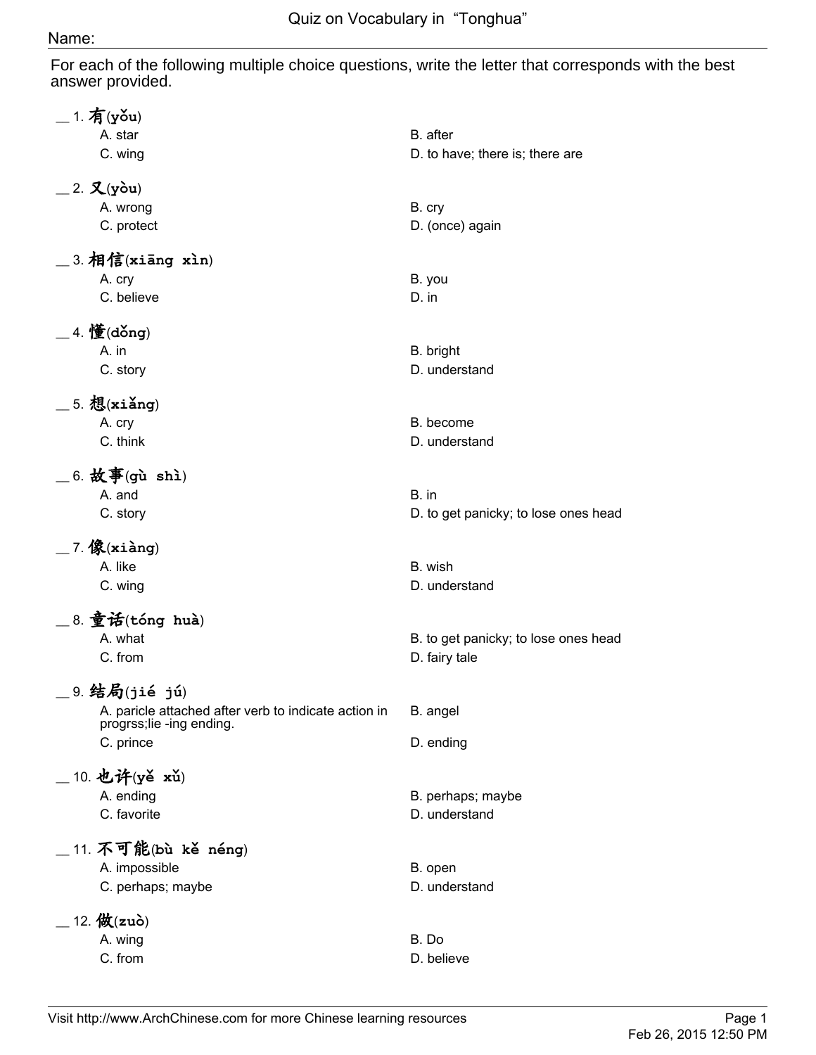# Quiz on Vocabulary in "Tonghua"

Name:

For each of the following multiple choice questions, write the letter that corresponds with the best answer provided.

__ 1. 有(**yǒu**)
- A. star
- B. after
- C. wing
- D. to have; there is; there are

__ 2. 又(**yòu**)
- A. wrong
- B. cry
- C. protect
- D. (once) again

__ 3. 相信(**xiāng xìn**)
- A. cry
- B. you
- C. believe
- D. in

__ 4. 懂(**dǒng**)
- A. in
- B. bright
- C. story
- D. understand

__ 5. 想(**xiǎng**)
- A. cry
- B. become
- C. think
- D. understand

__ 6. 故事(**gù shì**)
- A. and
- B. in
- C. story
- D. to get panicky; to lose ones head

__ 7. 像(**xiàng**)
- A. like
- B. wish
- C. wing
- D. understand

__ 8. 童话(**tóng huà**)
- A. what
- B. to get panicky; to lose ones head
- C. from
- D. fairy tale

__ 9. 结局(**jié jú**)
- A. paricle attached after verb to indicate action in progrss;lie -ing ending.
- B. angel
- C. prince
- D. ending

__ 10. 也许(**yě xǔ**)
- A. ending
- B. perhaps; maybe
- C. favorite
- D. understand

__ 11. 不可能(**bù kě néng**)
- A. impossible
- B. open
- C. perhaps; maybe
- D. understand

__ 12. 做(**zuò**)
- A. wing
- B. Do
- C. from
- D. believe

Visit http://www.ArchChinese.com for more Chinese learning resources

Feb 26, 2015 12:50 PM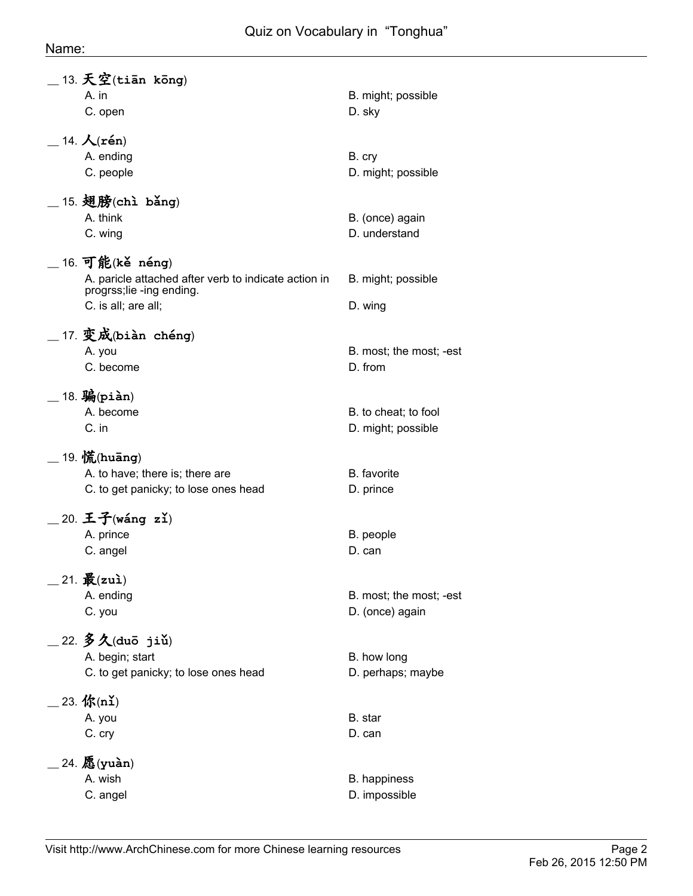Name:

__ 13. 天空(tiān kōng)

A. in
B. might; possible
C. open
D. sky

__ 14. 人(rén)

A. ending
B. cry
C. people
D. might; possible

__ 15. 翅膀(chì bǎng)

A. think
B. (once) again
C. wing
D. understand

__ 16. 可能(kě néng)

A. paricle attached after verb to indicate action in progrss;lie -ing ending.
B. might; possible
C. is all; are all;
D. wing

__ 17. 变成(biàn chéng)

A. you
B. most; the most; -est
C. become
D. from

__ 18. 骗(piàn)

A. become
B. to cheat; to fool
C. in
D. might; possible

__ 19. 慌(huāng)

A. to have; there is; there are
B. favorite
C. to get panicky; to lose ones head
D. prince

__ 20. 王子(wáng zǐ)

A. prince
B. people
C. angel
D. can

__ 21. 最(zuì)

A. ending
B. most; the most; -est
C. you
D. (once) again

__ 22. 多久(duō jiǔ)

A. begin; start
B. how long
C. to get panicky; to lose ones head
D. perhaps; maybe

__ 23. 你(nǐ)

A. you
B. star
C. cry
D. can

__ 24. 愿(yuàn)

A. wish
B. happiness
C. angel
D. impossible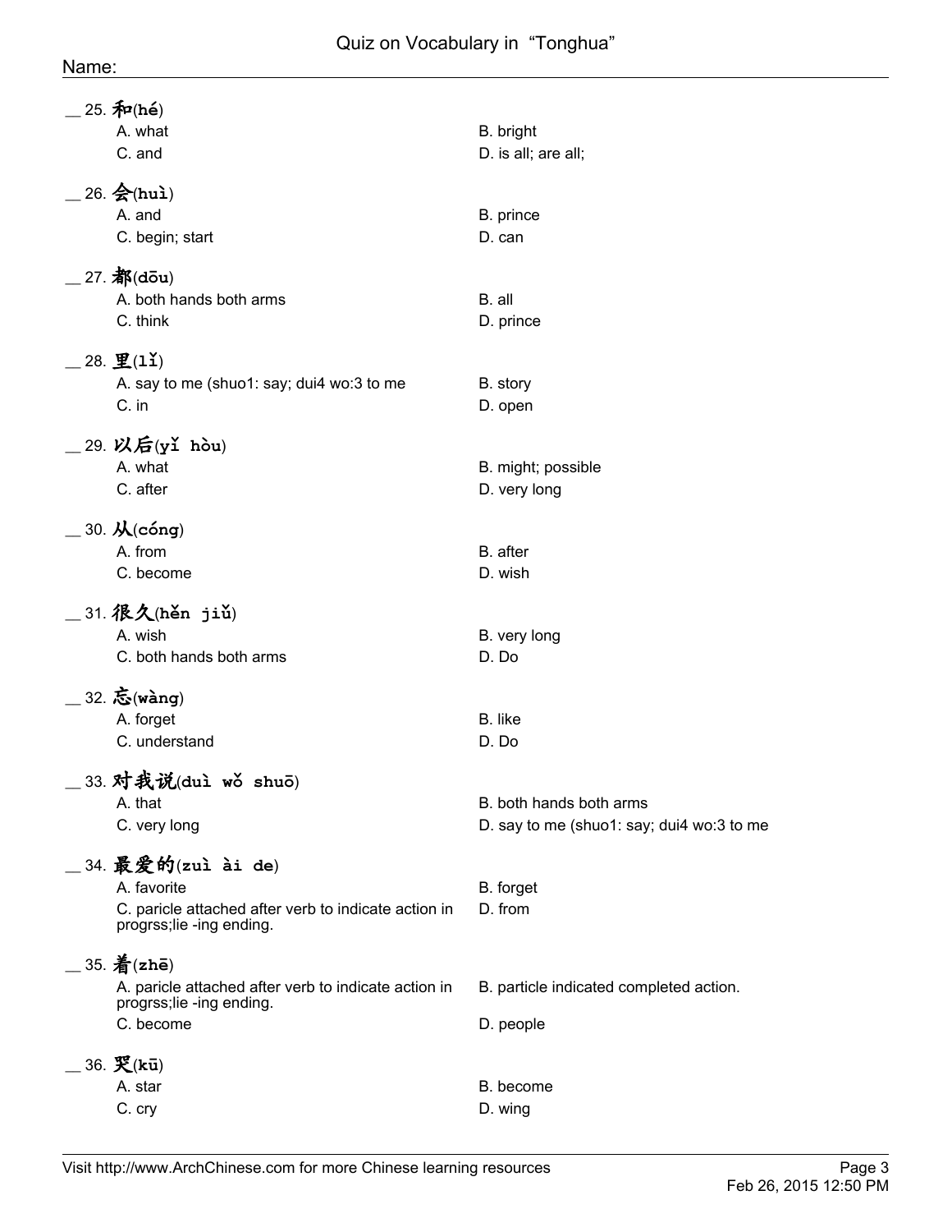Name:

__ 25. 和(hé)

A. what
B. bright
C. and
D. is all; are all;

__ 26. 会(huì)

A. and
B. prince
C. begin; start
D. can

__ 27. 都(dōu)

A. both hands both arms
B. all
C. think
D. prince

__ 28. 里(lǐ)

A. say to me (shuo1: say; dui4 wo:3 to me
B. story
C. in
D. open

__ 29. 以后(yǐ hòu)

A. what
B. might; possible
C. after
D. very long

__ 30. 从(cóng)

A. from
B. after
C. become
D. wish

__ 31. 很久(hěn jiǔ)

A. wish
B. very long
C. both hands both arms
D. Do

__ 32. 忘(wàng)

A. forget
B. like
C. understand
D. Do

__ 33. 对我说(duì wǒ shuō)

A. that
B. both hands both arms
C. very long
D. say to me (shuo1: say; dui4 wo:3 to me

__ 34. 最爱的(zuì ài de)

A. favorite
B. forget
C. paricle attached after verb to indicate action in progrss;lie -ing ending.
D. from

__ 35. 着(zhē)

A. paricle attached after verb to indicate action in progrss;lie -ing ending.
B. particle indicated completed action.
C. become
D. people

__ 36. 哭(kū)

A. star
B. become
C. cry
D. wing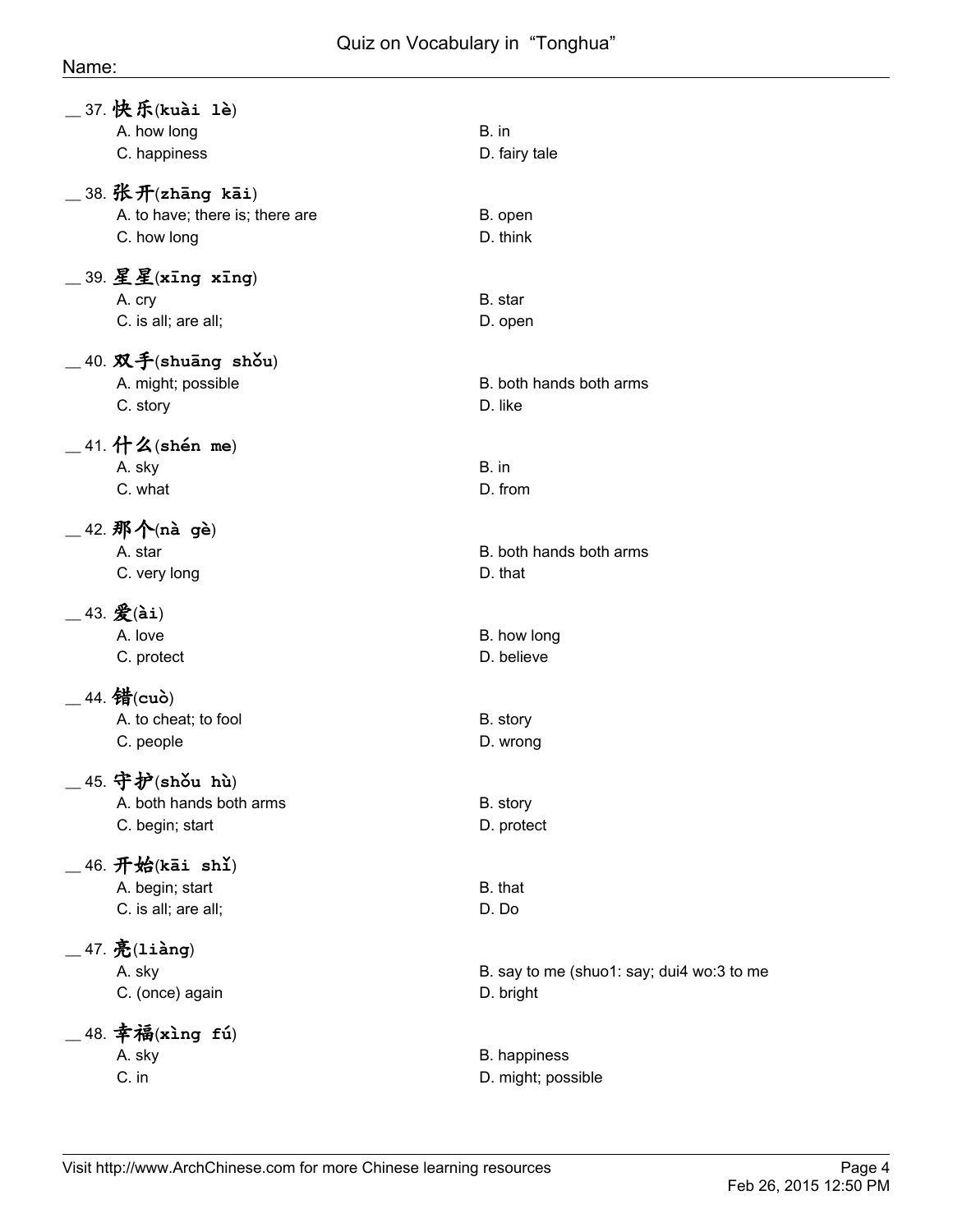Name:

__ 37. 快乐(**kuài lè**)

A. how long
B. in
C. happiness
D. fairy tale

__ 38. 张开(**zhāng kāi**)

A. to have; there is; there are
B. open
C. how long
D. think

__ 39. 星星(**xīng xīng**)

A. cry
B. star
C. is all; are all;
D. open

__ 40. 双手(**shuāng shǒu**)

A. might; possible
B. both hands both arms
C. story
D. like

__ 41. 什么(**shén me**)

A. sky
B. in
C. what
D. from

__ 42. 那个(**nà gè**)

A. star
B. both hands both arms
C. very long
D. that

__ 43. 爱(**ài**)

A. love
B. how long
C. protect
D. believe

__ 44. 错(**cuò**)

A. to cheat; to fool
B. story
C. people
D. wrong

__ 45. 守护(**shǒu hù**)

A. both hands both arms
B. story
C. begin; start
D. protect

__ 46. 开始(**kāi shǐ**)

A. begin; start
B. that
C. is all; are all;
D. Do

__ 47. 亮(**liàng**)

A. sky
B. say to me (shuo1: say; dui4 wo:3 to me
C. (once) again
D. bright

__ 48. 幸福(**xìng fú**)

A. sky
B. happiness
C. in
D. might; possible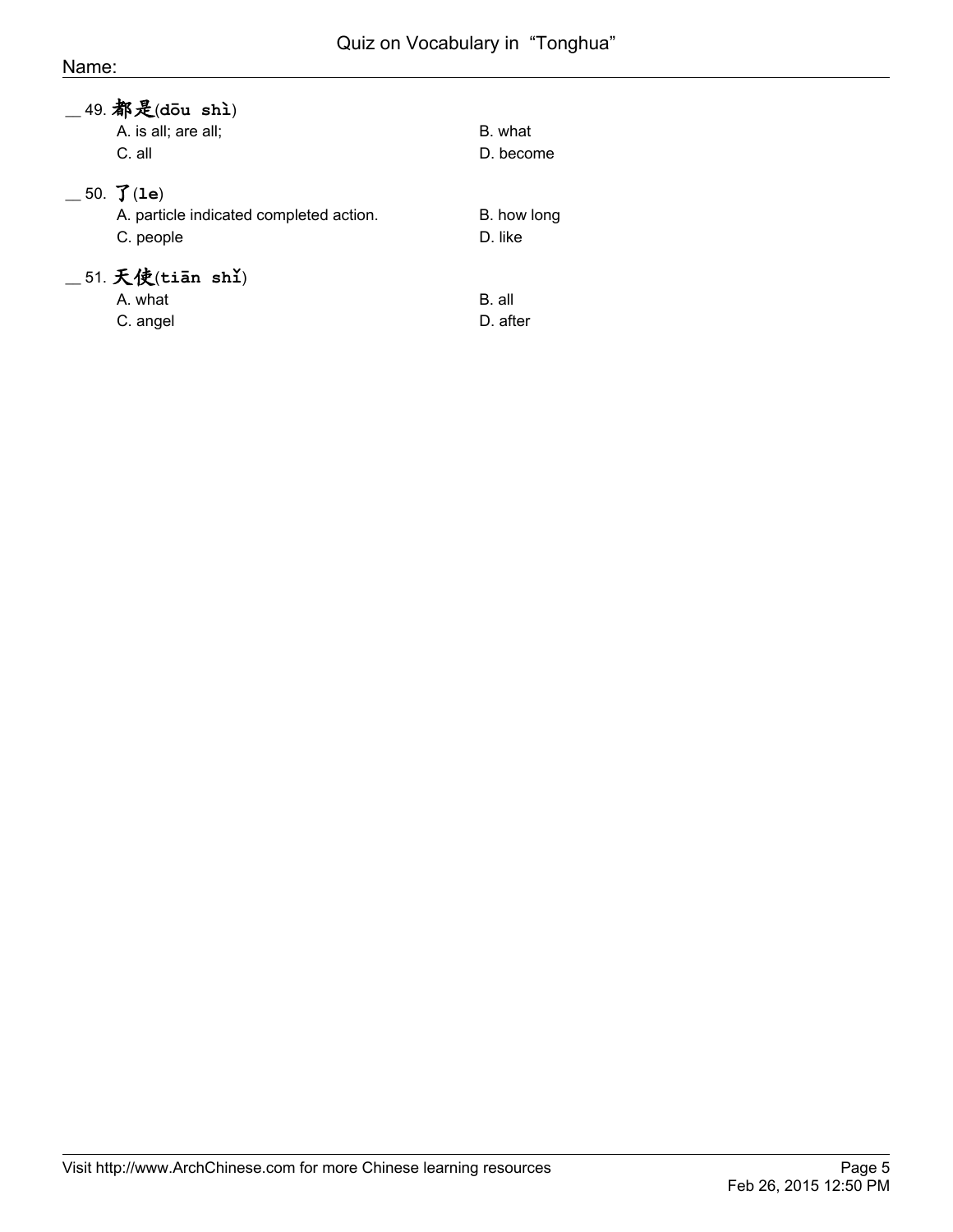Name:

__ 49. **都是**(**dōu shì**)

A. is all; are all;
B. what
C. all
D. become

__ 50. **了**(**le**)

A. particle indicated completed action.
B. how long
C. people
D. like

__ 51. **天使**(**tiān shǐ**)

A. what
B. all
C. angel
D. after